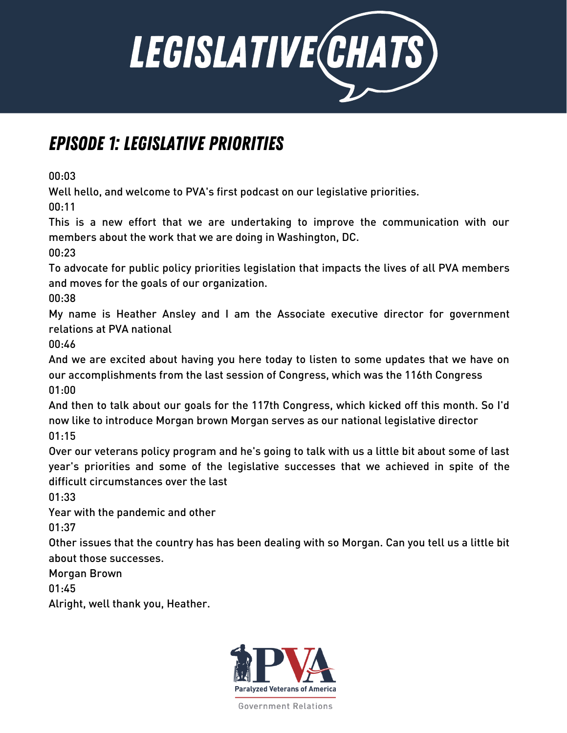# LEGISLATIVE CHATS

## EPISODE 1: LEGISLATIVE PRIORITIES

00:03

Well hello, and welcome to PVA's first podcast on our legislative priorities.

00:11

This is a new effort that we are undertaking to improve the communication with our members about the work that we are doing in Washington, DC.

00:23

To advocate for public policy priorities legislation that impacts the lives of all PVA members and moves for the goals of our organization.

00:38

My name is Heather Ansley and I am the Associate executive director for government relations at PVA national

00:46

And we are excited about having you here today to listen to some updates that we have on our accomplishments from the last session of Congress, which was the 116th Congress

01:00

And then to talk about our goals for the 117th Congress, which kicked off this month. So I'd now like to introduce Morgan brown Morgan serves as our national legislative director

01:15

Over our veterans policy program and he's going to talk with us a little bit about some of last year's priorities and some of the legislative successes that we achieved in spite of the difficult circumstances over the last

01:33

Year with the pandemic and other

01:37

Other issues that the country has has been dealing with so Morgan. Can you tell us a little bit about those successes.

Morgan Brown

01:45

Alright, well thank you, Heather.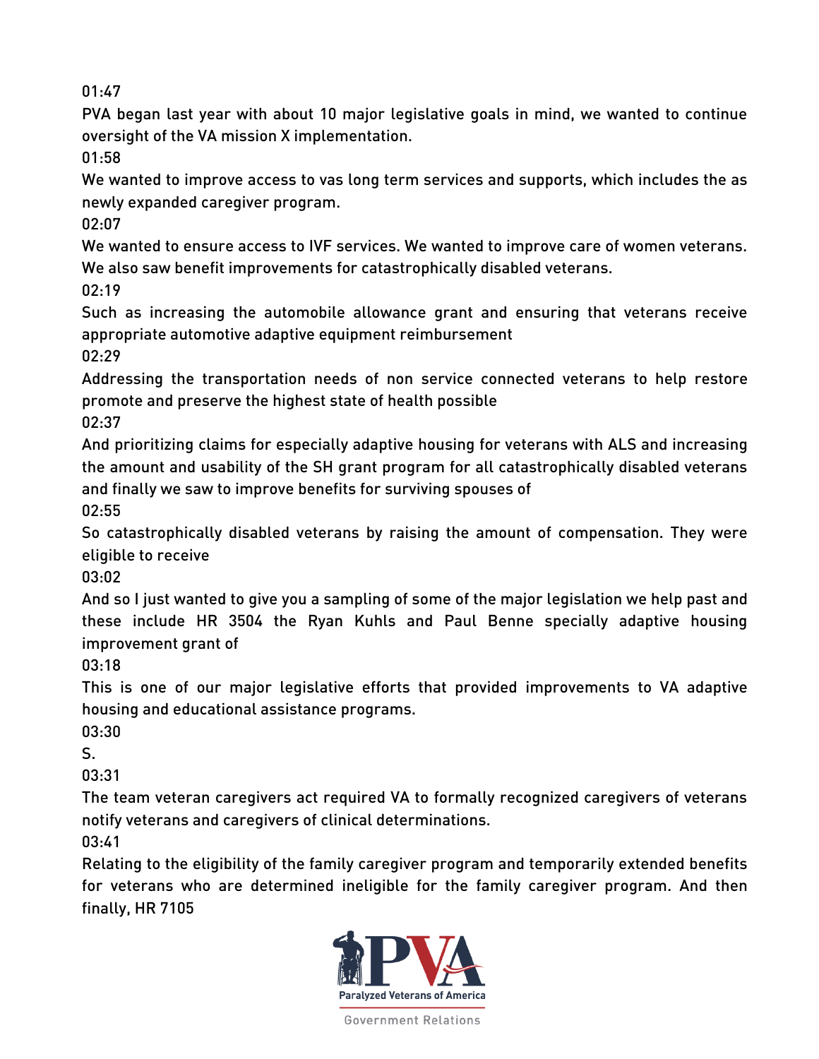01:47

PVA began last year with about 10 major legislative goals in mind, we wanted to continue oversight of the VA mission X implementation.

01:58

We wanted to improve access to vas long term services and supports, which includes the as newly expanded caregiver program.

02:07

We wanted to ensure access to IVF services. We wanted to improve care of women veterans. We also saw benefit improvements for catastrophically disabled veterans.

02:19

Such as increasing the automobile allowance grant and ensuring that veterans receive appropriate automotive adaptive equipment reimbursement

02:29

Addressing the transportation needs of non service connected veterans to help restore promote and preserve the highest state of health possible

02:37

And prioritizing claims for especially adaptive housing for veterans with ALS and increasing the amount and usability of the SH grant program for all catastrophically disabled veterans and finally we saw to improve benefits for surviving spouses of

02:55

So catastrophically disabled veterans by raising the amount of compensation. They were eligible to receive

03:02

And so I just wanted to give you a sampling of some of the major legislation we help past and these include HR 3504 the Ryan Kuhls and Paul Benne specially adaptive housing improvement grant of

03:18

This is one of our major legislative efforts that provided improvements to VA adaptive housing and educational assistance programs.

03:30

S.

03:31

The team veteran caregivers act required VA to formally recognized caregivers of veterans notify veterans and caregivers of clinical determinations.

03:41

Relating to the eligibility of the family caregiver program and temporarily extended benefits for veterans who are determined ineligible for the family caregiver program. And then finally, HR 7105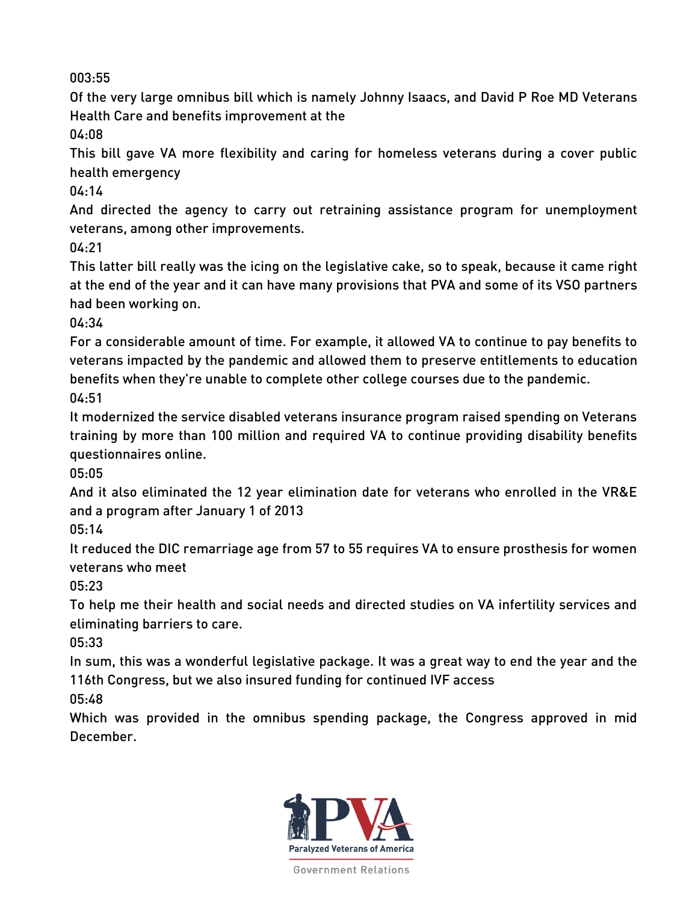003:55

Of the very large omnibus bill which is namely Johnny Isaacs, and David P Roe MD Veterans Health Care and benefits improvement at the

04:08

This bill gave VA more flexibility and caring for homeless veterans during a cover public health emergency

04:14

And directed the agency to carry out retraining assistance program for unemployment veterans, among other improvements.

04:21

This latter bill really was the icing on the legislative cake, so to speak, because it came right at the end of the year and it can have many provisions that PVA and some of its VSO partners had been working on.

04:34

For a considerable amount of time. For example, it allowed VA to continue to pay benefits to veterans impacted by the pandemic and allowed them to preserve entitlements to education benefits when they're unable to complete other college courses due to the pandemic.

04:51

It modernized the service disabled veterans insurance program raised spending on Veterans training by more than 100 million and required VA to continue providing disability benefits questionnaires online.

05:05

And it also eliminated the 12 year elimination date for veterans who enrolled in the VR&E and a program after January 1 of 2013

05:14

It reduced the DIC remarriage age from 57 to 55 requires VA to ensure prosthesis for women veterans who meet

05:23

To help me their health and social needs and directed studies on VA infertility services and eliminating barriers to care.

05:33

In sum, this was a wonderful legislative package. It was a great way to end the year and the 116th Congress, but we also insured funding for continued IVF access

05:48

Which was provided in the omnibus spending package, the Congress approved in mid December.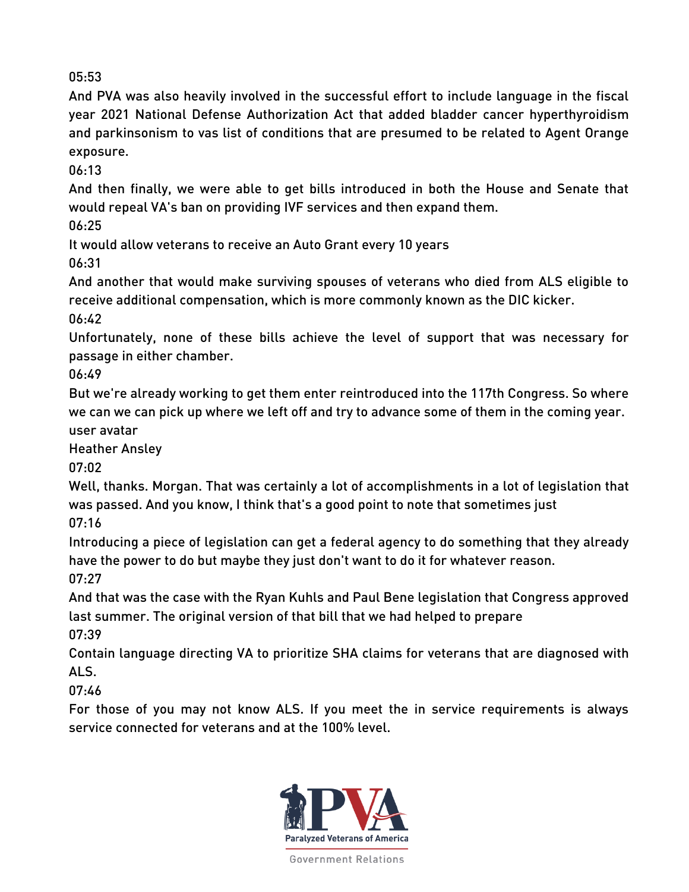05:53

And PVA was also heavily involved in the successful effort to include language in the fiscal year 2021 National Defense Authorization Act that added bladder cancer hyperthyroidism and parkinsonism to vas list of conditions that are presumed to be related to Agent Orange exposure.

06:13

And then finally, we were able to get bills introduced in both the House and Senate that would repeal VA's ban on providing IVF services and then expand them.

06:25

It would allow veterans to receive an Auto Grant every 10 years

06:31

And another that would make surviving spouses of veterans who died from ALS eligible to receive additional compensation, which is more commonly known as the DIC kicker.

06:42

Unfortunately, none of these bills achieve the level of support that was necessary for passage in either chamber.

06:49

But we're already working to get them enter reintroduced into the 117th Congress. So where we can we can pick up where we left off and try to advance some of them in the coming year.

user avatar

Heather Ansley

07:02

Well, thanks. Morgan. That was certainly a lot of accomplishments in a lot of legislation that was passed. And you know, I think that's a good point to note that sometimes just

07:16

Introducing a piece of legislation can get a federal agency to do something that they already have the power to do but maybe they just don't want to do it for whatever reason.

07:27

And that was the case with the Ryan Kuhls and Paul Bene legislation that Congress approved last summer. The original version of that bill that we had helped to prepare

07:39

Contain language directing VA to prioritize SHA claims for veterans that are diagnosed with ALS.

07:46

For those of you may not know ALS. If you meet the in service requirements is always service connected for veterans and at the 100% level.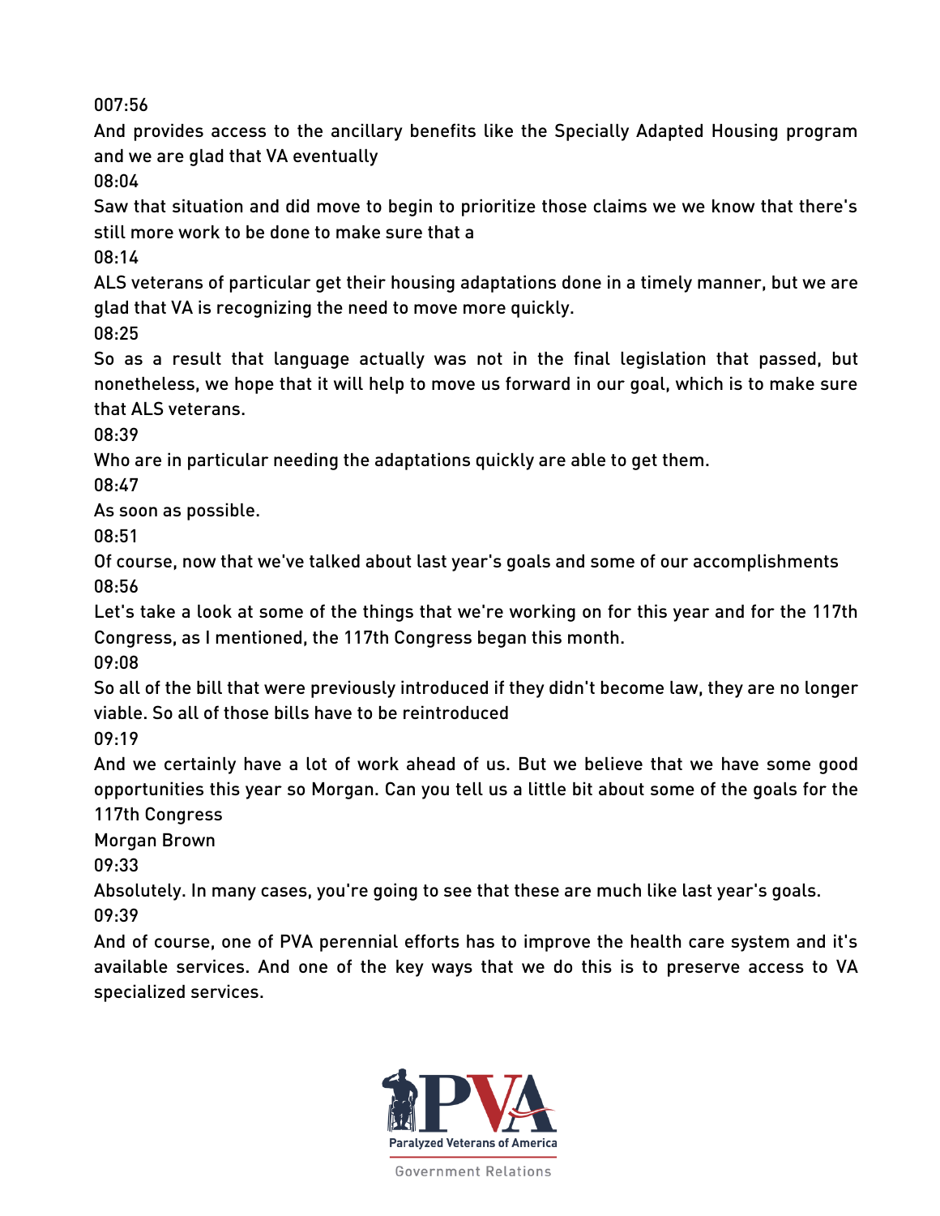007:56

And provides access to the ancillary benefits like the Specially Adapted Housing program and we are glad that VA eventually

08:04

Saw that situation and did move to begin to prioritize those claims we we know that there's still more work to be done to make sure that a

08:14

ALS veterans of particular get their housing adaptations done in a timely manner, but we are glad that VA is recognizing the need to move more quickly.

08:25

So as a result that language actually was not in the final legislation that passed, but nonetheless, we hope that it will help to move us forward in our goal, which is to make sure that ALS veterans.

08:39

Who are in particular needing the adaptations quickly are able to get them.

08:47

As soon as possible.

08:51

Of course, now that we've talked about last year's goals and some of our accomplishments

08:56

Let's take a look at some of the things that we're working on for this year and for the 117th Congress, as I mentioned, the 117th Congress began this month.

09:08

So all of the bill that were previously introduced if they didn't become law, they are no longer viable. So all of those bills have to be reintroduced

09:19

And we certainly have a lot of work ahead of us. But we believe that we have some good opportunities this year so Morgan. Can you tell us a little bit about some of the goals for the 117th Congress

Morgan Brown

09:33

Absolutely. In many cases, you're going to see that these are much like last year's goals.

09:39

And of course, one of PVA perennial efforts has to improve the health care system and it's available services. And one of the key ways that we do this is to preserve access to VA specialized services.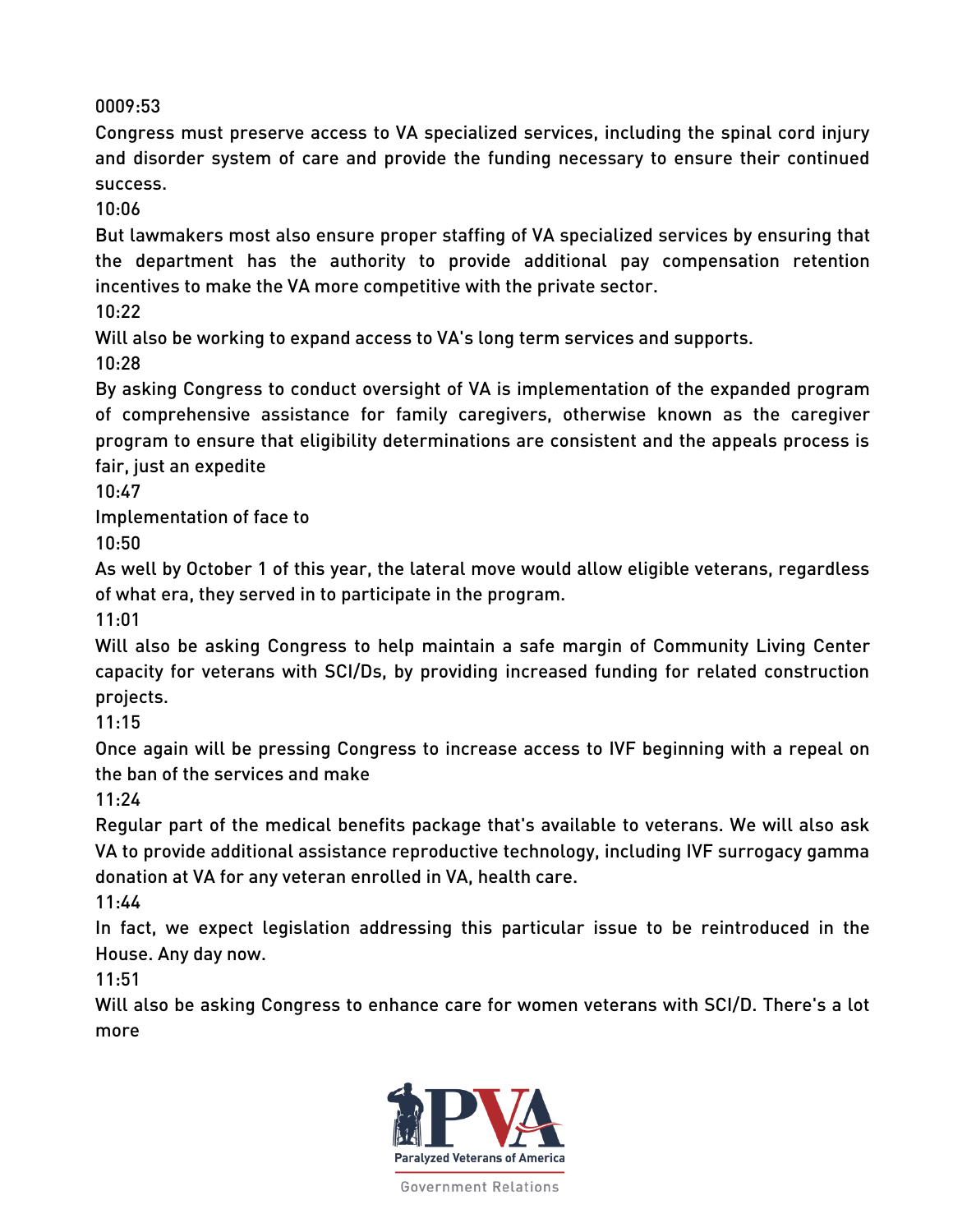0009:53

Congress must preserve access to VA specialized services, including the spinal cord injury and disorder system of care and provide the funding necessary to ensure their continued success.

10:06

But lawmakers most also ensure proper staffing of VA specialized services by ensuring that the department has the authority to provide additional pay compensation retention incentives to make the VA more competitive with the private sector.

10:22

Will also be working to expand access to VA's long term services and supports.

10:28

By asking Congress to conduct oversight of VA is implementation of the expanded program of comprehensive assistance for family caregivers, otherwise known as the caregiver program to ensure that eligibility determinations are consistent and the appeals process is fair, just an expedite

10:47

Implementation of face to

10:50

As well by October 1 of this year, the lateral move would allow eligible veterans, regardless of what era, they served in to participate in the program.

11:01

Will also be asking Congress to help maintain a safe margin of Community Living Center capacity for veterans with SCI/Ds, by providing increased funding for related construction projects.

11:15

Once again will be pressing Congress to increase access to IVF beginning with a repeal on the ban of the services and make

11:24

Regular part of the medical benefits package that's available to veterans. We will also ask VA to provide additional assistance reproductive technology, including IVF surrogacy gamma donation at VA for any veteran enrolled in VA, health care.

11:44

In fact, we expect legislation addressing this particular issue to be reintroduced in the House. Any day now.

11:51

Will also be asking Congress to enhance care for women veterans with SCI/D. There's a lot more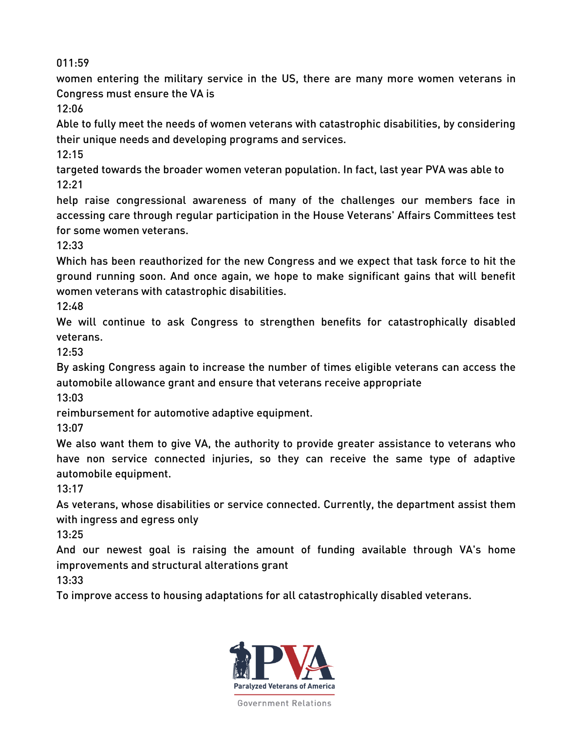011:59

women entering the military service in the US, there are many more women veterans in Congress must ensure the VA is

12:06

Able to fully meet the needs of women veterans with catastrophic disabilities, by considering their unique needs and developing programs and services.

12:15

targeted towards the broader women veteran population. In fact, last year PVA was able to

12:21

help raise congressional awareness of many of the challenges our members face in accessing care through regular participation in the House Veterans' Affairs Committees test for some women veterans.

12:33

Which has been reauthorized for the new Congress and we expect that task force to hit the ground running soon. And once again, we hope to make significant gains that will benefit women veterans with catastrophic disabilities.

12:48

We will continue to ask Congress to strengthen benefits for catastrophically disabled veterans.

12:53

By asking Congress again to increase the number of times eligible veterans can access the automobile allowance grant and ensure that veterans receive appropriate

13:03

reimbursement for automotive adaptive equipment.

13:07

We also want them to give VA, the authority to provide greater assistance to veterans who have non service connected injuries, so they can receive the same type of adaptive automobile equipment.

13:17

As veterans, whose disabilities or service connected. Currently, the department assist them with ingress and egress only

13:25

And our newest goal is raising the amount of funding available through VA's home improvements and structural alterations grant

13:33

To improve access to housing adaptations for all catastrophically disabled veterans.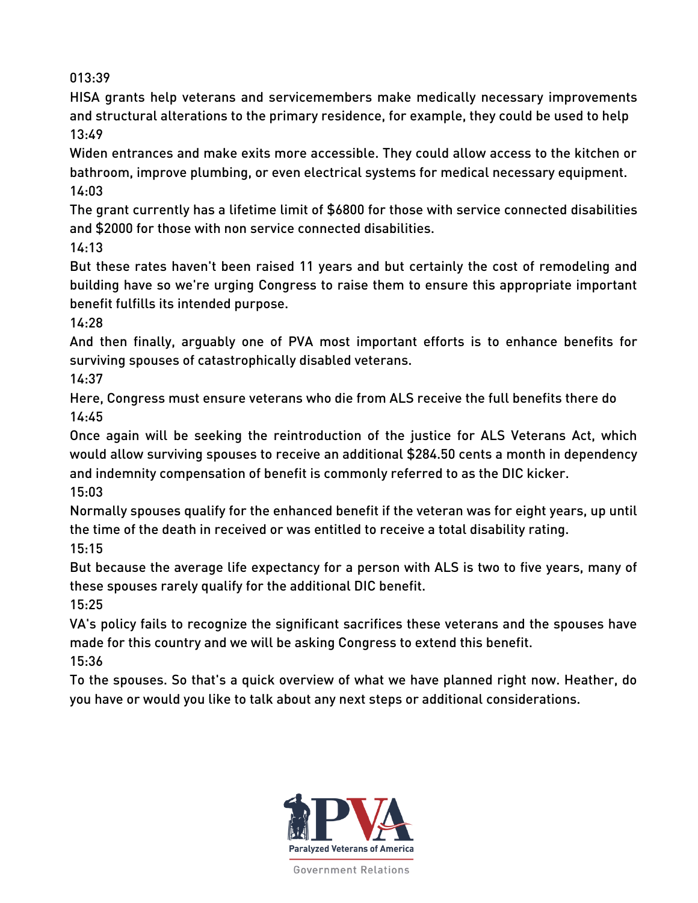013:39

HISA grants help veterans and servicemembers make medically necessary improvements and structural alterations to the primary residence, for example, they could be used to help

13:49

Widen entrances and make exits more accessible. They could allow access to the kitchen or bathroom, improve plumbing, or even electrical systems for medical necessary equipment.

14:03

The grant currently has a lifetime limit of $6800 for those with service connected disabilities and $2000 for those with non service connected disabilities.

14:13

But these rates haven't been raised 11 years and but certainly the cost of remodeling and building have so we're urging Congress to raise them to ensure this appropriate important benefit fulfills its intended purpose.

14:28

And then finally, arguably one of PVA most important efforts is to enhance benefits for surviving spouses of catastrophically disabled veterans.

14:37

Here, Congress must ensure veterans who die from ALS receive the full benefits there do

14:45

Once again will be seeking the reintroduction of the justice for ALS Veterans Act, which would allow surviving spouses to receive an additional $284.50 cents a month in dependency and indemnity compensation of benefit is commonly referred to as the DIC kicker.

15:03

Normally spouses qualify for the enhanced benefit if the veteran was for eight years, up until the time of the death in received or was entitled to receive a total disability rating.

15:15

But because the average life expectancy for a person with ALS is two to five years, many of these spouses rarely qualify for the additional DIC benefit.

15:25

VA's policy fails to recognize the significant sacrifices these veterans and the spouses have made for this country and we will be asking Congress to extend this benefit.

15:36

To the spouses. So that's a quick overview of what we have planned right now. Heather, do you have or would you like to talk about any next steps or additional considerations.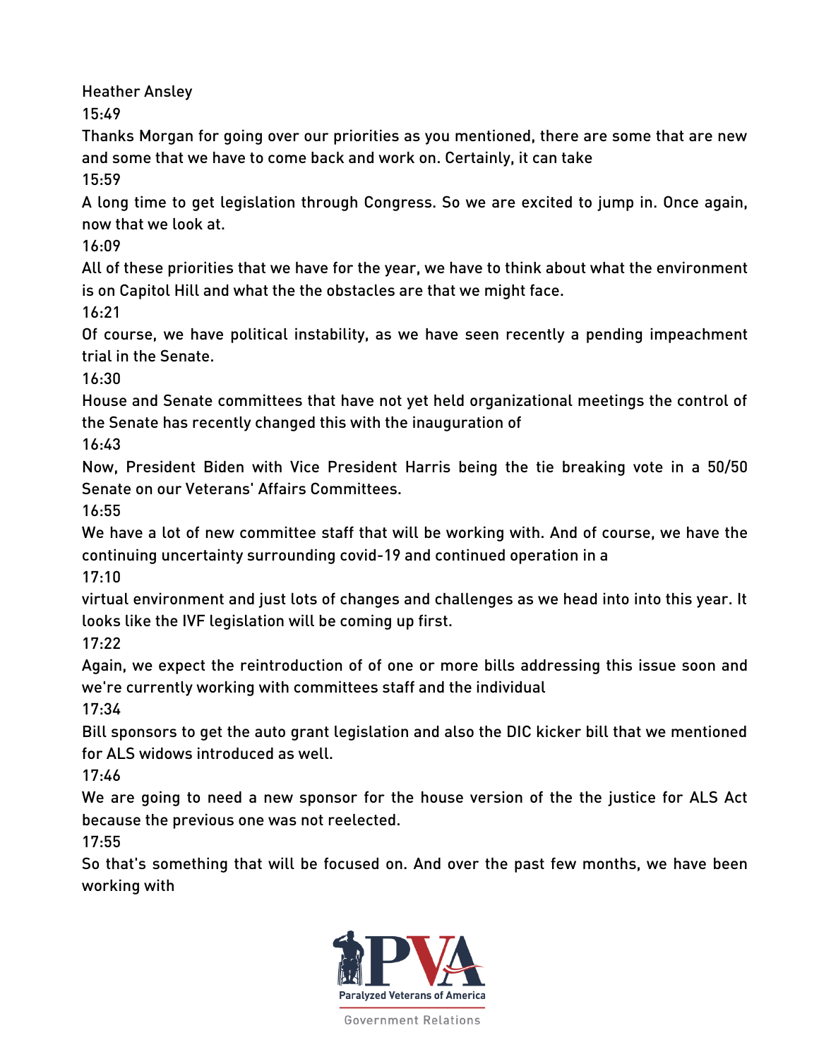Heather Ansley

15:49

Thanks Morgan for going over our priorities as you mentioned, there are some that are new and some that we have to come back and work on. Certainly, it can take

15:59

A long time to get legislation through Congress. So we are excited to jump in. Once again, now that we look at.

16:09

All of these priorities that we have for the year, we have to think about what the environment is on Capitol Hill and what the the obstacles are that we might face.

16:21

Of course, we have political instability, as we have seen recently a pending impeachment trial in the Senate.

16:30

House and Senate committees that have not yet held organizational meetings the control of the Senate has recently changed this with the inauguration of

16:43

Now, President Biden with Vice President Harris being the tie breaking vote in a 50/50 Senate on our Veterans' Affairs Committees.

16:55

We have a lot of new committee staff that will be working with. And of course, we have the continuing uncertainty surrounding covid-19 and continued operation in a

17:10

virtual environment and just lots of changes and challenges as we head into into this year. It looks like the IVF legislation will be coming up first.

17:22

Again, we expect the reintroduction of of one or more bills addressing this issue soon and we're currently working with committees staff and the individual

17:34

Bill sponsors to get the auto grant legislation and also the DIC kicker bill that we mentioned for ALS widows introduced as well.

17:46

We are going to need a new sponsor for the house version of the the justice for ALS Act because the previous one was not reelected.

17:55

So that's something that will be focused on. And over the past few months, we have been working with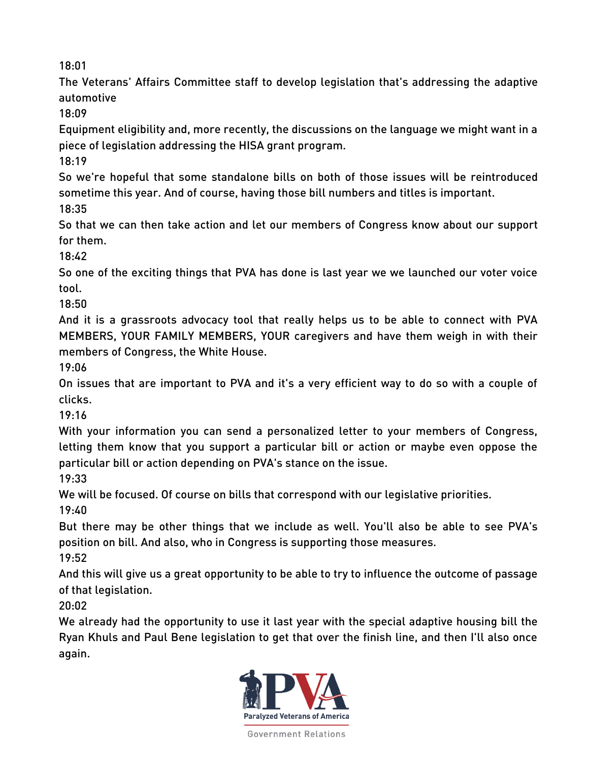18:01

The Veterans' Affairs Committee staff to develop legislation that's addressing the adaptive automotive

18:09

Equipment eligibility and, more recently, the discussions on the language we might want in a piece of legislation addressing the HISA grant program.

18:19

So we're hopeful that some standalone bills on both of those issues will be reintroduced sometime this year. And of course, having those bill numbers and titles is important.

18:35

So that we can then take action and let our members of Congress know about our support for them.

18:42

So one of the exciting things that PVA has done is last year we we launched our voter voice tool.

18:50

And it is a grassroots advocacy tool that really helps us to be able to connect with PVA MEMBERS, YOUR FAMILY MEMBERS, YOUR caregivers and have them weigh in with their members of Congress, the White House.

19:06

On issues that are important to PVA and it's a very efficient way to do so with a couple of clicks.

19:16

With your information you can send a personalized letter to your members of Congress, letting them know that you support a particular bill or action or maybe even oppose the particular bill or action depending on PVA's stance on the issue.

19:33

We will be focused. Of course on bills that correspond with our legislative priorities.

19:40

But there may be other things that we include as well. You'll also be able to see PVA's position on bill. And also, who in Congress is supporting those measures.

19:52

And this will give us a great opportunity to be able to try to influence the outcome of passage of that legislation.

20:02

We already had the opportunity to use it last year with the special adaptive housing bill the Ryan Khuls and Paul Bene legislation to get that over the finish line, and then I'll also once again.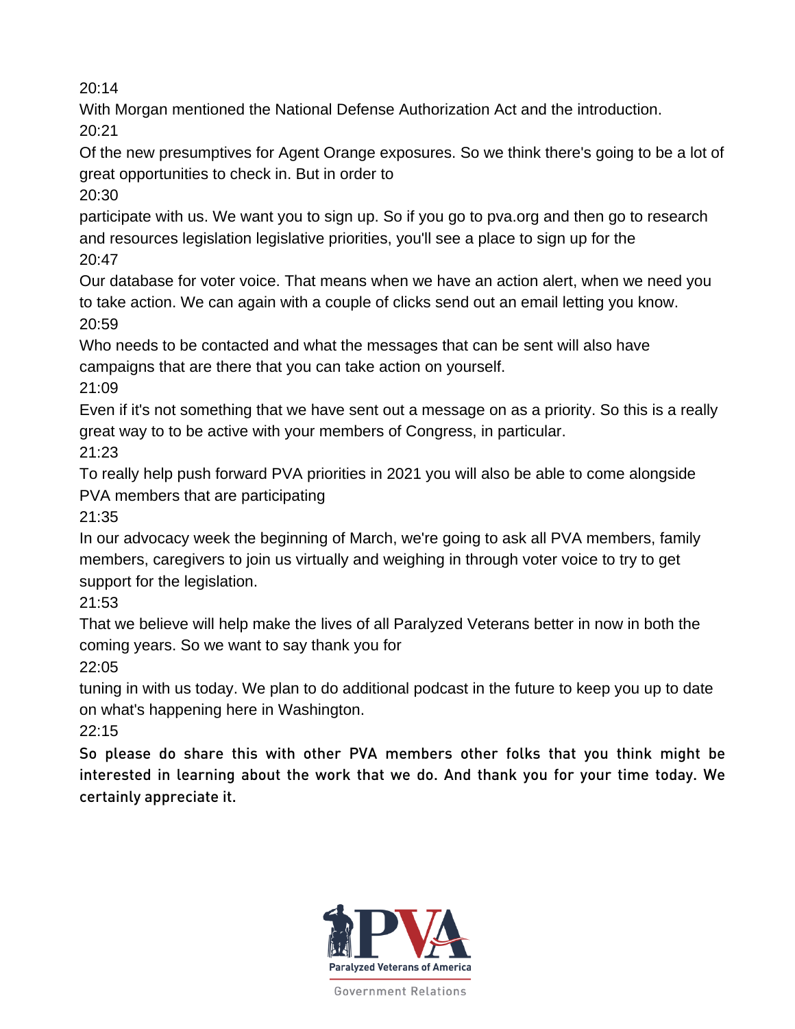20:14

With Morgan mentioned the National Defense Authorization Act and the introduction.

20:21

Of the new presumptives for Agent Orange exposures. So we think there's going to be a lot of great opportunities to check in. But in order to

20:30

participate with us. We want you to sign up. So if you go to pva.org and then go to research and resources legislation legislative priorities, you'll see a place to sign up for the

20:47

Our database for voter voice. That means when we have an action alert, when we need you to take action. We can again with a couple of clicks send out an email letting you know.

20:59

Who needs to be contacted and what the messages that can be sent will also have campaigns that are there that you can take action on yourself.

21:09

Even if it's not something that we have sent out a message on as a priority. So this is a really great way to to be active with your members of Congress, in particular.

21:23

To really help push forward PVA priorities in 2021 you will also be able to come alongside PVA members that are participating

21:35

In our advocacy week the beginning of March, we're going to ask all PVA members, family members, caregivers to join us virtually and weighing in through voter voice to try to get support for the legislation.

21:53

That we believe will help make the lives of all Paralyzed Veterans better in now in both the coming years. So we want to say thank you for

22:05

tuning in with us today. We plan to do additional podcast in the future to keep you up to date on what's happening here in Washington.

22:15

So please do share this with other PVA members other folks that you think might be interested in learning about the work that we do. And thank you for your time today. We certainly appreciate it.

PVA
Paralyzed Veterans of America
Government Relations